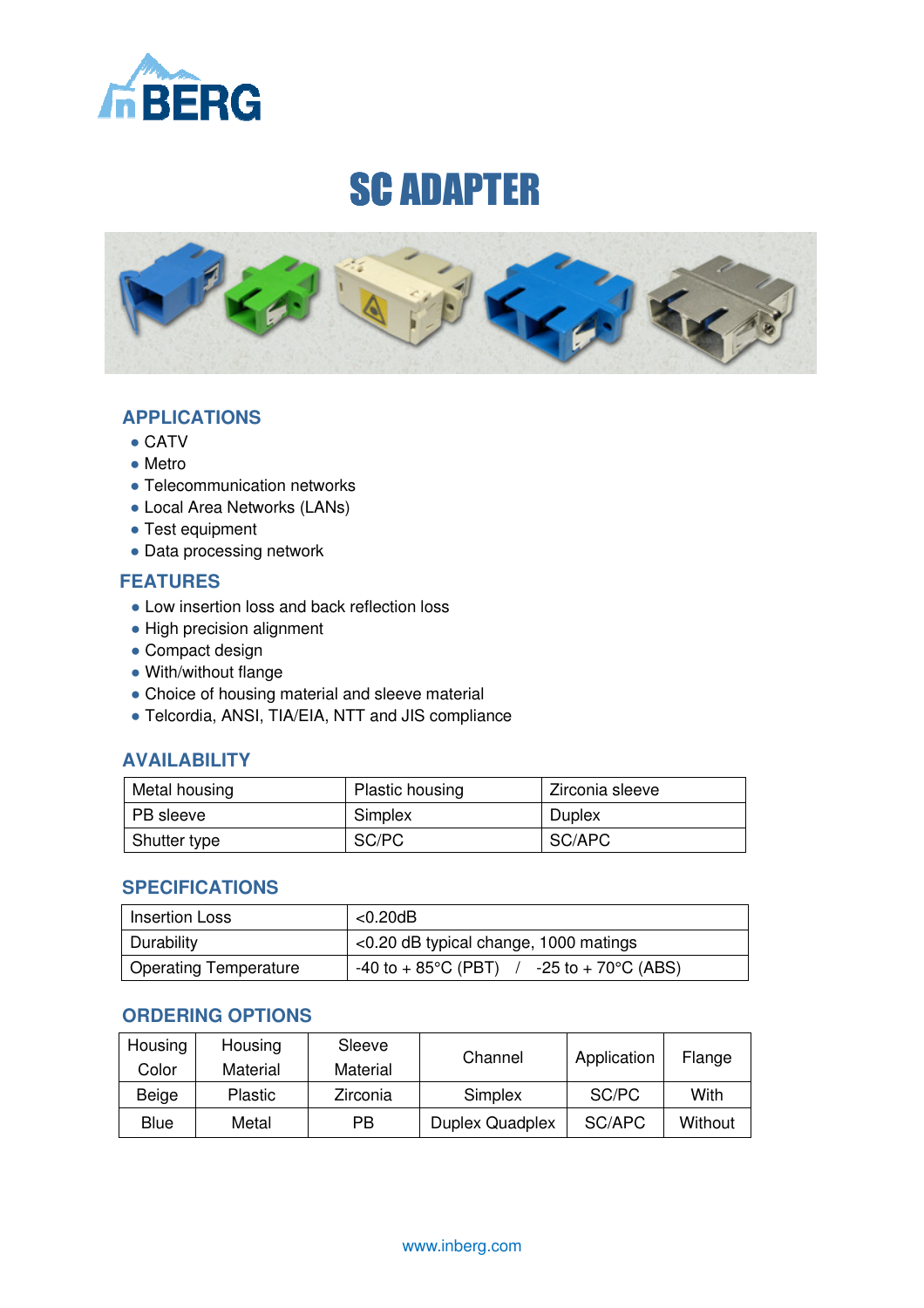# SC ADAPTER

## APPLICATIONS

- CATV
- Metro
- Telecommunication networks
- Local Area Networks (LANs)
- Test equipment
- Data processing network

## FEATURES

- Low insertion loss and back reflection loss
- High precision alignment
- Compact design
- With/without flange
- Choice of housing material and sleeve material
- Telcordia, ANSI, TIA/EIA, NTT and JIS compliance

## AVAILABILITY

| Metal housing | Plastic housing | Zirconia sleeve |
|---|---|---|
| PB sleeve | Simplex | Duplex |
| Shutter type | SC/PC | SC/APC |

## SPECIFICATIONS

| Insertion Loss | <0.20dB |
|---|---|
| Durability | <0.20 dB typical change, 1000 matings |
| Operating Temperature | -40 to + 85°C (PBT) / -25 to + 70°C (ABS) |

## ORDERING OPTIONS

| Housing Color | Housing Material | Sleeve Material | Channel | Application | Flange |
|---|---|---|---|---|---|
| Beige | Plastic | Zirconia | Simplex | SC/PC | With |
| Blue | Metal | PB | Duplex Quadplex | SC/APC | Without |

www.inberg.com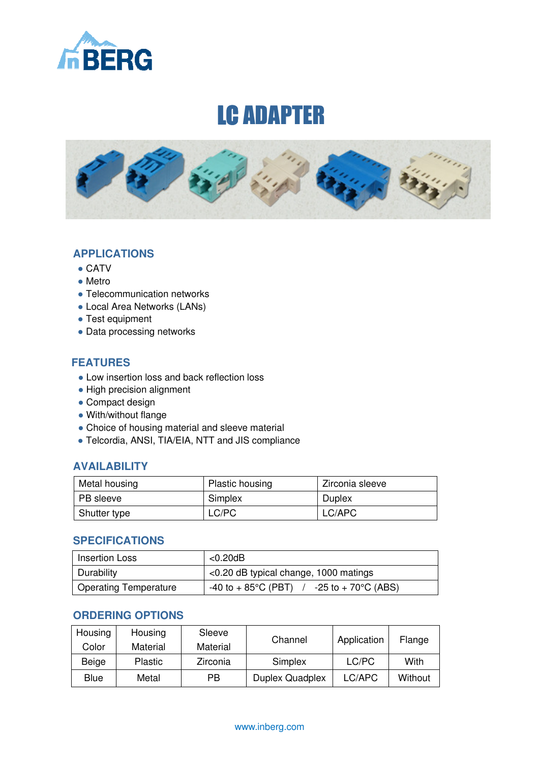# LC ADAPTER

## APPLICATIONS

- CATV
- Metro
- Telecommunication networks
- Local Area Networks (LANs)
- Test equipment
- Data processing networks

## FEATURES

- Low insertion loss and back reflection loss
- High precision alignment
- Compact design
- With/without flange
- Choice of housing material and sleeve material
- Telcordia, ANSI, TIA/EIA, NTT and JIS compliance

## AVAILABILITY

| | | |
|---|---|---|
| Metal housing | Plastic housing | Zirconia sleeve |
| PB sleeve | Simplex | Duplex |
| Shutter type | LC/PC | LC/APC |

## SPECIFICATIONS

| | |
|---|---|
| Insertion Loss | <0.20dB |
| Durability | <0.20 dB typical change, 1000 matings |
| Operating Temperature | -40 to + 85°C (PBT) / -25 to + 70°C (ABS) |

## ORDERING OPTIONS

| Housing Color | Housing Material | Sleeve Material | Channel | Application | Flange |
|---|---|---|---|---|---|
| Beige | Plastic | Zirconia | Simplex | LC/PC | With |
| Blue | Metal | PB | Duplex Quadplex | LC/APC | Without |

www.inberg.com